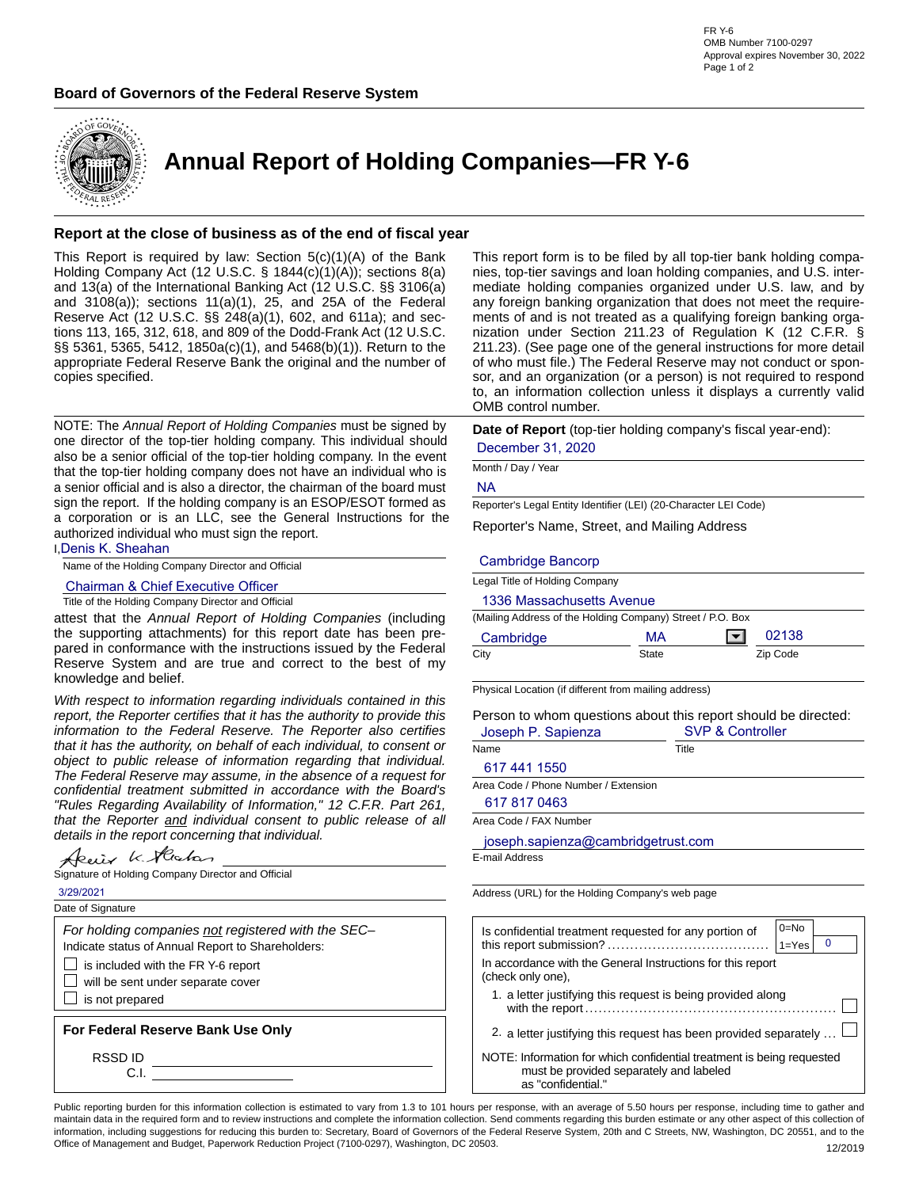FR Y-6
OMB Number 7100-0297
Approval expires November 30, 2022

**Board of Governors of the Federal Reserve System**

# Annual Report of Holding Companies—FR Y-6

## Report at the close of business as of the end of fiscal year

This Report is required by law: Section 5(c)(1)(A) of the Bank Holding Company Act (12 U.S.C. § 1844(c)(1)(A)); sections 8(a) and 13(a) of the International Banking Act (12 U.S.C. §§ 3106(a) and 3108(a)); sections 11(a)(1), 25, and 25A of the Federal Reserve Act (12 U.S.C. §§ 248(a)(1), 602, and 611a); and sections 113, 165, 312, 618, and 809 of the Dodd-Frank Act (12 U.S.C. §§ 5361, 5365, 5412, 1850a(c)(1), and 5468(b)(1)). Return to the appropriate Federal Reserve Bank the original and the number of copies specified.

This report form is to be filed by all top-tier bank holding companies, top-tier savings and loan holding companies, and U.S. intermediate holding companies organized under U.S. law, and by any foreign banking organization that does not meet the requirements of and is not treated as a qualifying foreign banking organization under Section 211.23 of Regulation K (12 C.F.R. § 211.23). (See page one of the general instructions for more detail of who must file.) The Federal Reserve may not conduct or sponsor, and an organization (or a person) is not required to respond to, an information collection unless it displays a currently valid OMB control number.

NOTE: The *Annual Report of Holding Companies* must be signed by one director of the top-tier holding company. This individual should also be a senior official of the top-tier holding company. In the event that the top-tier holding company does not have an individual who is a senior official and is also a director, the chairman of the board must sign the report. If the holding company is an ESOP/ESOT formed as a corporation or is an LLC, see the General Instructions for the authorized individual who must sign the report.

I, Denis K. Sheahan
Name of the Holding Company Director and Official

Chairman & Chief Executive Officer
Title of the Holding Company Director and Official

attest that the *Annual Report of Holding Companies* (including the supporting attachments) for this report date has been prepared in conformance with the instructions issued by the Federal Reserve System and are true and correct to the best of my knowledge and belief.

*With respect to information regarding individuals contained in this report, the Reporter certifies that it has the authority to provide this information to the Federal Reserve. The Reporter also certifies that it has the authority, on behalf of each individual, to consent or object to public release of information regarding that individual. The Federal Reserve may assume, in the absence of a request for confidential treatment submitted in accordance with the Board's "Rules Regarding Availability of Information," 12 C.F.R. Part 261, that the Reporter and individual consent to public release of all details in the report concerning that individual.*

Denis K. Sheahan
Signature of Holding Company Director and Official

3/29/2021
Date of Signature

*For holding companies not registered with the SEC–*
Indicate status of Annual Report to Shareholders:

- ☐ is included with the FR Y-6 report
- ☐ will be sent under separate cover
- ☐ is not prepared

**For Federal Reserve Bank Use Only**

RSSD ID ____________
C.I. ____________

**Date of Report** (top-tier holding company's fiscal year-end):
December 31, 2020
Month / Day / Year

NA
Reporter's Legal Entity Identifier (LEI) (20-Character LEI Code)

Reporter's Name, Street, and Mailing Address

Cambridge Bancorp
Legal Title of Holding Company

1336 Massachusetts Avenue
(Mailing Address of the Holding Company) Street / P.O. Box

| Cambridge | MA | 02138 |
|---|---|---|
| City | State | Zip Code |

Physical Location (if different from mailing address)

Person to whom questions about this report should be directed:

| Joseph P. Sapienza | SVP & Controller |
|---|---|
| Name | Title |

617 441 1550
Area Code / Phone Number / Extension

617 817 0463
Area Code / FAX Number

joseph.sapienza@cambridgetrust.com
E-mail Address

Address (URL) for the Holding Company's web page

Is confidential treatment requested for any portion of this report submission? (0=No, 1=Yes): 0

In accordance with the General Instructions for this report (check only one),

1. a letter justifying this request is being provided along with the report ☐
2. a letter justifying this request has been provided separately ☐

NOTE: Information for which confidential treatment is being requested must be provided separately and labeled as "confidential."

Public reporting burden for this information collection is estimated to vary from 1.3 to 101 hours per response, with an average of 5.50 hours per response, including time to gather and maintain data in the required form and to review instructions and complete the information collection. Send comments regarding this burden estimate or any other aspect of this collection of information, including suggestions for reducing this burden to: Secretary, Board of Governors of the Federal Reserve System, 20th and C Streets, NW, Washington, DC 20551, and to the Office of Management and Budget, Paperwork Reduction Project (7100-0297), Washington, DC 20503.

12/2019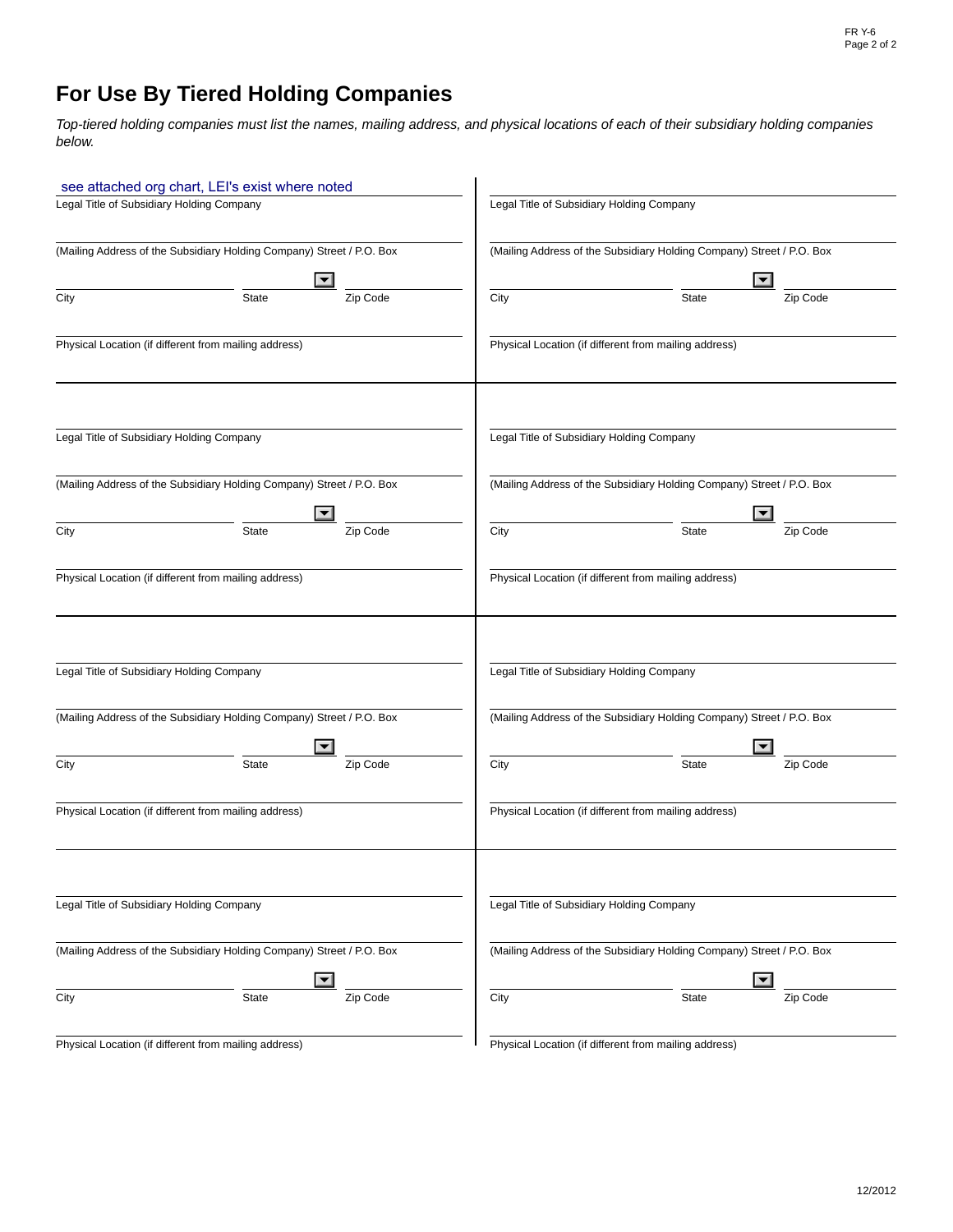# For Use By Tiered Holding Companies

*Top-tiered holding companies must list the names, mailing address, and physical locations of each of their subsidiary holding companies below.*

see attached org chart, LEI's exist where noted
Legal Title of Subsidiary Holding Company

(Mailing Address of the Subsidiary Holding Company) Street / P.O. Box

City | State | Zip Code

Physical Location (if different from mailing address)

---

Legal Title of Subsidiary Holding Company

(Mailing Address of the Subsidiary Holding Company) Street / P.O. Box

City | State | Zip Code

Physical Location (if different from mailing address)

---

Legal Title of Subsidiary Holding Company

(Mailing Address of the Subsidiary Holding Company) Street / P.O. Box

City | State | Zip Code

Physical Location (if different from mailing address)

---

Legal Title of Subsidiary Holding Company

(Mailing Address of the Subsidiary Holding Company) Street / P.O. Box

City | State | Zip Code

Physical Location (if different from mailing address)

---

Legal Title of Subsidiary Holding Company

(Mailing Address of the Subsidiary Holding Company) Street / P.O. Box

City | State | Zip Code

Physical Location (if different from mailing address)

---

Legal Title of Subsidiary Holding Company

(Mailing Address of the Subsidiary Holding Company) Street / P.O. Box

City | State | Zip Code

Physical Location (if different from mailing address)

---

Legal Title of Subsidiary Holding Company

(Mailing Address of the Subsidiary Holding Company) Street / P.O. Box

City | State | Zip Code

Physical Location (if different from mailing address)

---

Legal Title of Subsidiary Holding Company

(Mailing Address of the Subsidiary Holding Company) Street / P.O. Box

City | State | Zip Code

Physical Location (if different from mailing address)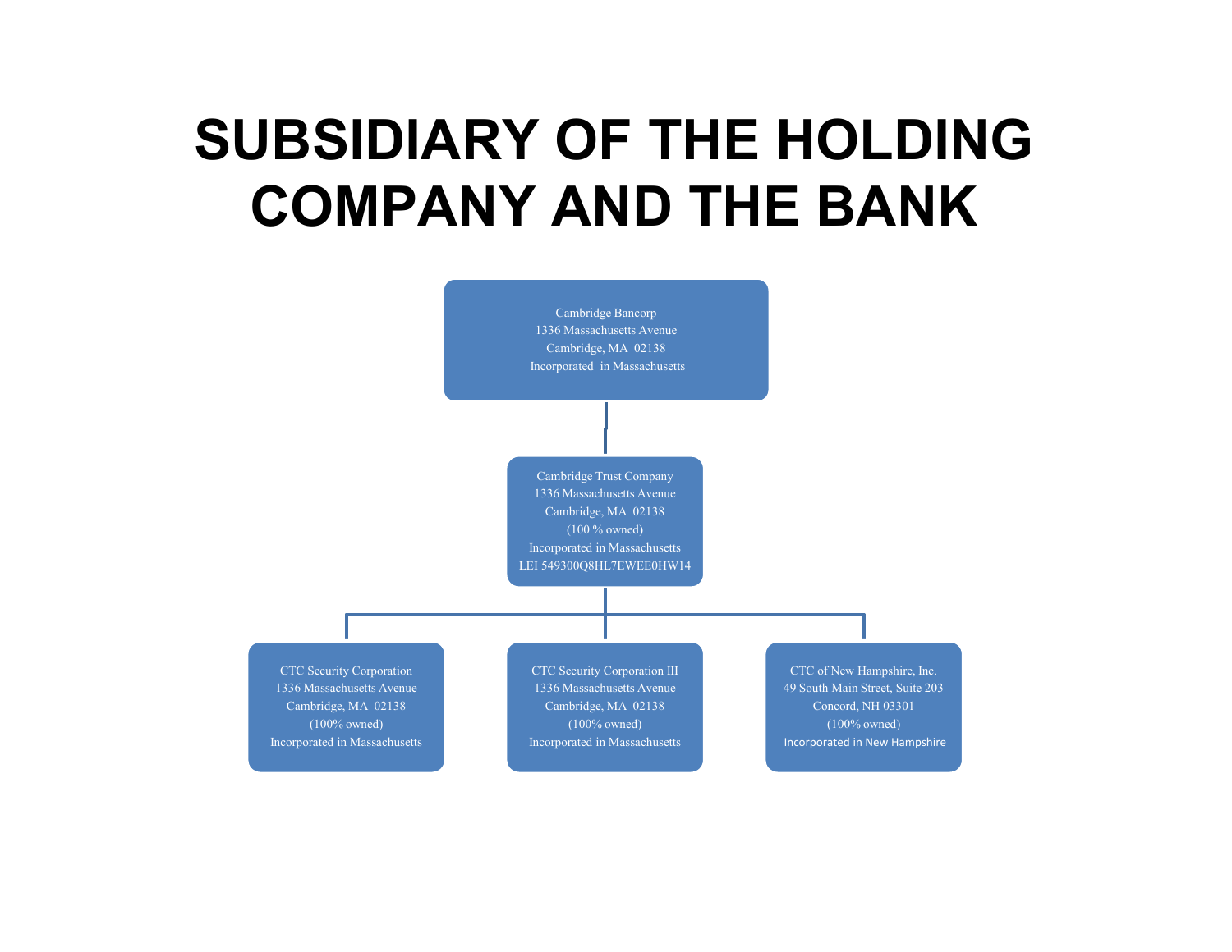# SUBSIDIARY OF THE HOLDING COMPANY AND THE BANK

Cambridge Bancorp
1336 Massachusetts Avenue
Cambridge, MA 02138
Incorporated in Massachusetts

Cambridge Trust Company
1336 Massachusetts Avenue
Cambridge, MA 02138
(100 % owned)
Incorporated in Massachusetts
LEI 549300Q8HL7EWEE0HW14

CTC Security Corporation
1336 Massachusetts Avenue
Cambridge, MA 02138
(100% owned)
Incorporated in Massachusetts

CTC Security Corporation III
1336 Massachusetts Avenue
Cambridge, MA 02138
(100% owned)
Incorporated in Massachusetts

CTC of New Hampshire, Inc.
49 South Main Street, Suite 203
Concord, NH 03301
(100% owned)
Incorporated in New Hampshire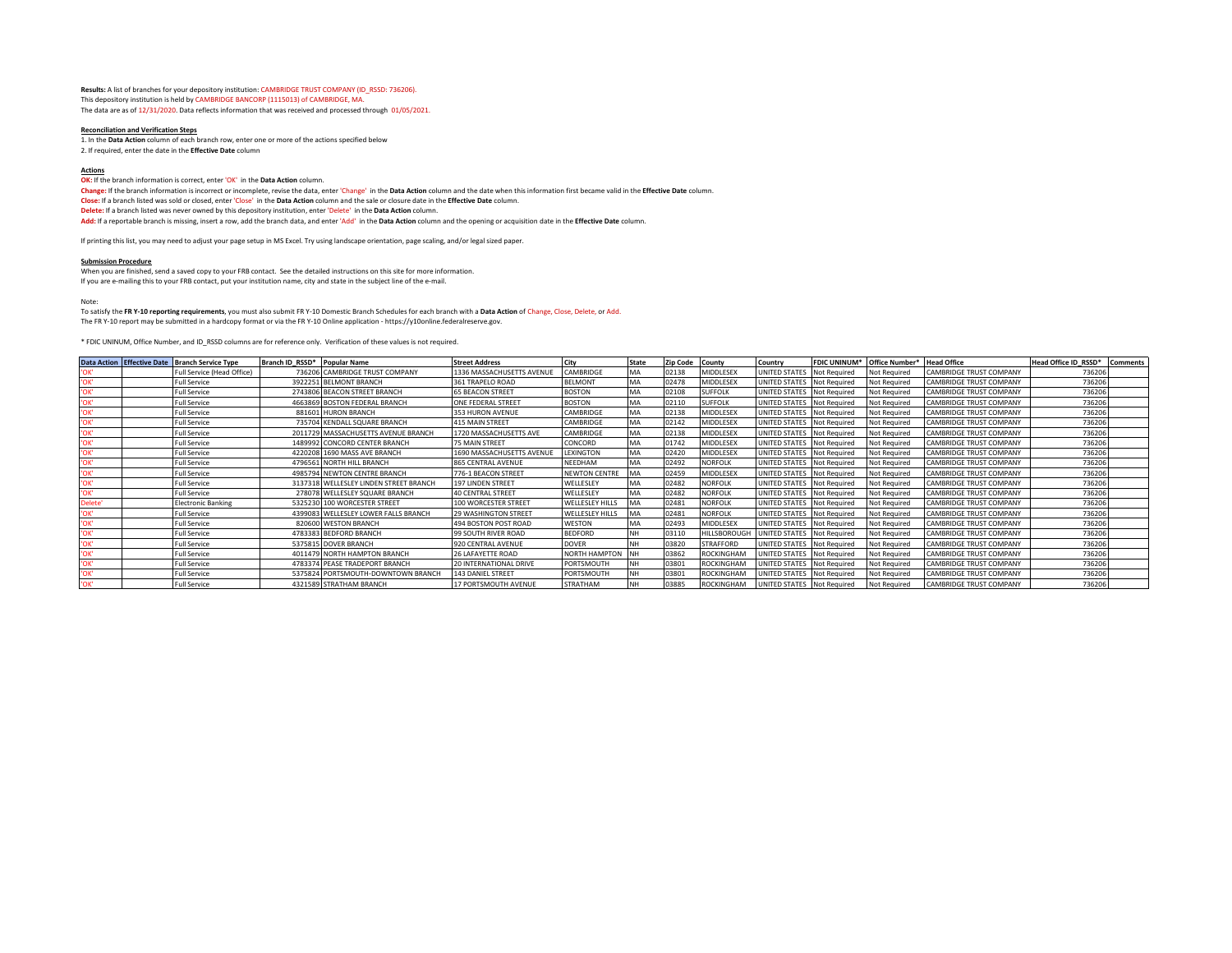**Results:** A list of branches for your depository institution: CAMBRIDGE TRUST COMPANY (ID_RSSD: 736206).
This depository institution is held by CAMBRIDGE BANCORP (1115013) of CAMBRIDGE, MA.
The data are as of 12/31/2020. Data reflects information that was received and processed through 01/05/2021.

**Reconciliation and Verification Steps**

1. In the **Data Action** column of each branch row, enter one or more of the actions specified below
2. If required, enter the date in the **Effective Date** column

**Actions**

**OK:** If the branch information is correct, enter 'OK' in the **Data Action** column.
**Change:** If the branch information is incorrect or incomplete, revise the data, enter 'Change' in the **Data Action** column and the date when this information first became valid in the **Effective Date** column.
**Close:** If a branch listed was sold or closed, enter 'Close' in the **Data Action** column and the sale or closure date in the **Effective Date** column.
**Delete:** If a branch listed was never owned by this depository institution, enter 'Delete' in the **Data Action** column.
**Add:** If a reportable branch is missing, insert a row, add the branch data, and enter 'Add' in the **Data Action** column and the opening or acquisition date in the **Effective Date** column.

If printing this list, you may need to adjust your page setup in MS Excel. Try using landscape orientation, page scaling, and/or legal sized paper.

**Submission Procedure**

When you are finished, send a saved copy to your FRB contact. See the detailed instructions on this site for more information.
If you are e-mailing this to your FRB contact, put your institution name, city and state in the subject line of the e-mail.

Note:

To satisfy the **FR Y-10 reporting requirements**, you must also submit FR Y-10 Domestic Branch Schedules for each branch with a **Data Action** of Change, Close, Delete, or Add.
The FR Y-10 report may be submitted in a hardcopy format or via the FR Y-10 Online application - https://y10online.federalreserve.gov.

\* FDIC UNINUM, Office Number, and ID_RSSD columns are for reference only. Verification of these values is not required.

| Data Action | Effective Date | Branch Service Type | Branch ID_RSSD* | Popular Name | Street Address | City | State | Zip Code | County | Country | FDIC UNINUM* | Office Number* | Head Office | Head Office ID_RSSD* | Comments |
|---|---|---|---|---|---|---|---|---|---|---|---|---|---|---|---|
| 'OK' | | Full Service (Head Office) | 736206 | CAMBRIDGE TRUST COMPANY | 1336 MASSACHUSETTS AVENUE | CAMBRIDGE | MA | 02138 | MIDDLESEX | UNITED STATES | Not Required | Not Required | CAMBRIDGE TRUST COMPANY | 736206 | |
| 'OK' | | Full Service | 3922251 | BELMONT BRANCH | 361 TRAPELO ROAD | BELMONT | MA | 02478 | MIDDLESEX | UNITED STATES | Not Required | Not Required | CAMBRIDGE TRUST COMPANY | 736206 | |
| 'OK' | | Full Service | 2743806 | BEACON STREET BRANCH | 65 BEACON STREET | BOSTON | MA | 02108 | SUFFOLK | UNITED STATES | Not Required | Not Required | CAMBRIDGE TRUST COMPANY | 736206 | |
| 'OK' | | Full Service | 4663869 | BOSTON FEDERAL BRANCH | ONE FEDERAL STREET | BOSTON | MA | 02110 | SUFFOLK | UNITED STATES | Not Required | Not Required | CAMBRIDGE TRUST COMPANY | 736206 | |
| 'OK' | | Full Service | 881601 | HURON BRANCH | 353 HURON AVENUE | CAMBRIDGE | MA | 02138 | MIDDLESEX | UNITED STATES | Not Required | Not Required | CAMBRIDGE TRUST COMPANY | 736206 | |
| 'OK' | | Full Service | 735704 | KENDALL SQUARE BRANCH | 415 MAIN STREET | CAMBRIDGE | MA | 02142 | MIDDLESEX | UNITED STATES | Not Required | Not Required | CAMBRIDGE TRUST COMPANY | 736206 | |
| 'OK' | | Full Service | 2011729 | MASSACHUSETTS AVENUE BRANCH | 1720 MASSACHUSETTS AVE | CAMBRIDGE | MA | 02138 | MIDDLESEX | UNITED STATES | Not Required | Not Required | CAMBRIDGE TRUST COMPANY | 736206 | |
| 'OK' | | Full Service | 1489992 | CONCORD CENTER BRANCH | 75 MAIN STREET | CONCORD | MA | 01742 | MIDDLESEX | UNITED STATES | Not Required | Not Required | CAMBRIDGE TRUST COMPANY | 736206 | |
| 'OK' | | Full Service | 4220208 | 1690 MASS AVE BRANCH | 1690 MASSACHUSETTS AVENUE | LEXINGTON | MA | 02420 | MIDDLESEX | UNITED STATES | Not Required | Not Required | CAMBRIDGE TRUST COMPANY | 736206 | |
| 'OK' | | Full Service | 4796561 | NORTH HILL BRANCH | 865 CENTRAL AVENUE | NEEDHAM | MA | 02492 | NORFOLK | UNITED STATES | Not Required | Not Required | CAMBRIDGE TRUST COMPANY | 736206 | |
| 'OK' | | Full Service | 4985794 | NEWTON CENTRE BRANCH | 776-1 BEACON STREET | NEWTON CENTRE | MA | 02459 | MIDDLESEX | UNITED STATES | Not Required | Not Required | CAMBRIDGE TRUST COMPANY | 736206 | |
| 'OK' | | Full Service | 3137318 | WELLESLEY LINDEN STREET BRANCH | 197 LINDEN STREET | WELLESLEY | MA | 02482 | NORFOLK | UNITED STATES | Not Required | Not Required | CAMBRIDGE TRUST COMPANY | 736206 | |
| 'OK' | | Full Service | 278078 | WELLESLEY SQUARE BRANCH | 40 CENTRAL STREET | WELLESLEY | MA | 02482 | NORFOLK | UNITED STATES | Not Required | Not Required | CAMBRIDGE TRUST COMPANY | 736206 | |
| Delete' | | Electronic Banking | 5325230 | 100 WORCESTER STREET | 100 WORCESTER STREET | WELLESLEY HILLS | MA | 02481 | NORFOLK | UNITED STATES | Not Required | Not Required | CAMBRIDGE TRUST COMPANY | 736206 | |
| 'OK' | | Full Service | 4399083 | WELLESLEY LOWER FALLS BRANCH | 29 WASHINGTON STREET | WELLESLEY HILLS | MA | 02481 | NORFOLK | UNITED STATES | Not Required | Not Required | CAMBRIDGE TRUST COMPANY | 736206 | |
| 'OK' | | Full Service | 820600 | WESTON BRANCH | 494 BOSTON POST ROAD | WESTON | MA | 02493 | MIDDLESEX | UNITED STATES | Not Required | Not Required | CAMBRIDGE TRUST COMPANY | 736206 | |
| 'OK' | | Full Service | 4783383 | BEDFORD BRANCH | 99 SOUTH RIVER ROAD | BEDFORD | NH | 03110 | HILLSBOROUGH | UNITED STATES | Not Required | Not Required | CAMBRIDGE TRUST COMPANY | 736206 | |
| 'OK' | | Full Service | 5375815 | DOVER BRANCH | 920 CENTRAL AVENUE | DOVER | NH | 03820 | STRAFFORD | UNITED STATES | Not Required | Not Required | CAMBRIDGE TRUST COMPANY | 736206 | |
| 'OK' | | Full Service | 4011479 | NORTH HAMPTON BRANCH | 26 LAFAYETTE ROAD | NORTH HAMPTON | NH | 03862 | ROCKINGHAM | UNITED STATES | Not Required | Not Required | CAMBRIDGE TRUST COMPANY | 736206 | |
| 'OK' | | Full Service | 4783374 | PEASE TRADEPORT BRANCH | 20 INTERNATIONAL DRIVE | PORTSMOUTH | NH | 03801 | ROCKINGHAM | UNITED STATES | Not Required | Not Required | CAMBRIDGE TRUST COMPANY | 736206 | |
| 'OK' | | Full Service | 5375824 | PORTSMOUTH-DOWNTOWN BRANCH | 143 DANIEL STREET | PORTSMOUTH | NH | 03801 | ROCKINGHAM | UNITED STATES | Not Required | Not Required | CAMBRIDGE TRUST COMPANY | 736206 | |
| 'OK' | | Full Service | 4321589 | STRATHAM BRANCH | 17 PORTSMOUTH AVENUE | STRATHAM | NH | 03885 | ROCKINGHAM | UNITED STATES | Not Required | Not Required | CAMBRIDGE TRUST COMPANY | 736206 | |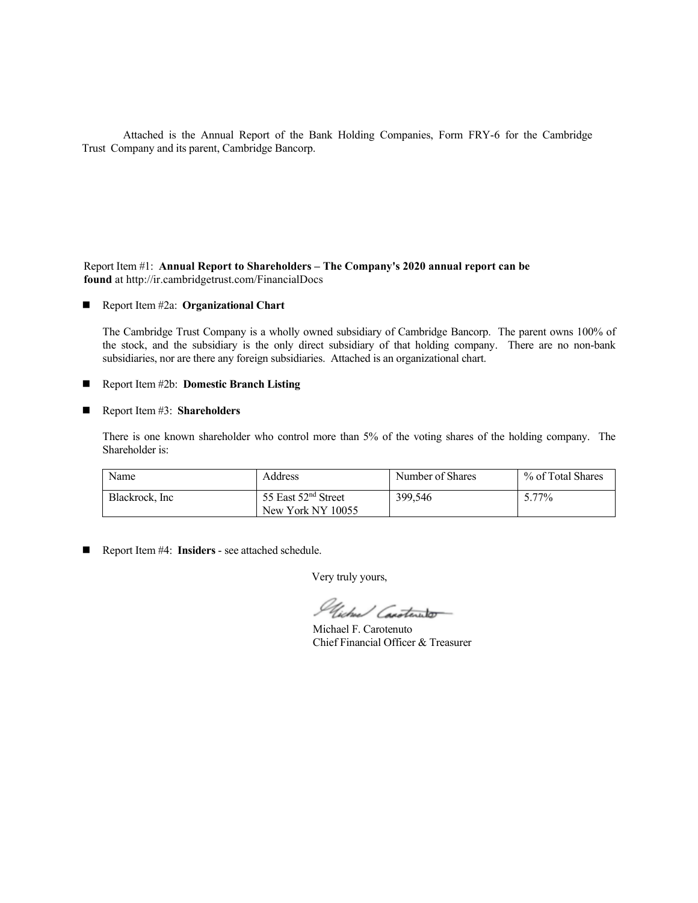Attached is the Annual Report of the Bank Holding Companies, Form FRY-6 for the Cambridge Trust Company and its parent, Cambridge Bancorp.

Report Item #1: **Annual Report to Shareholders – The Company's 2020 annual report can be found** at http://ir.cambridgetrust.com/FinancialDocs

- Report Item #2a: **Organizational Chart**

  The Cambridge Trust Company is a wholly owned subsidiary of Cambridge Bancorp. The parent owns 100% of the stock, and the subsidiary is the only direct subsidiary of that holding company. There are no non-bank subsidiaries, nor are there any foreign subsidiaries. Attached is an organizational chart.

- Report Item #2b: **Domestic Branch Listing**

- Report Item #3: **Shareholders**

  There is one known shareholder who control more than 5% of the voting shares of the holding company. The Shareholder is:

| Name | Address | Number of Shares | % of Total Shares |
| --- | --- | --- | --- |
| Blackrock, Inc | 55 East 52nd Street New York NY 10055 | 399,546 | 5.77% |

- Report Item #4: **Insiders** - see attached schedule.

Very truly yours,

Michael F. Carotenuto
Chief Financial Officer & Treasurer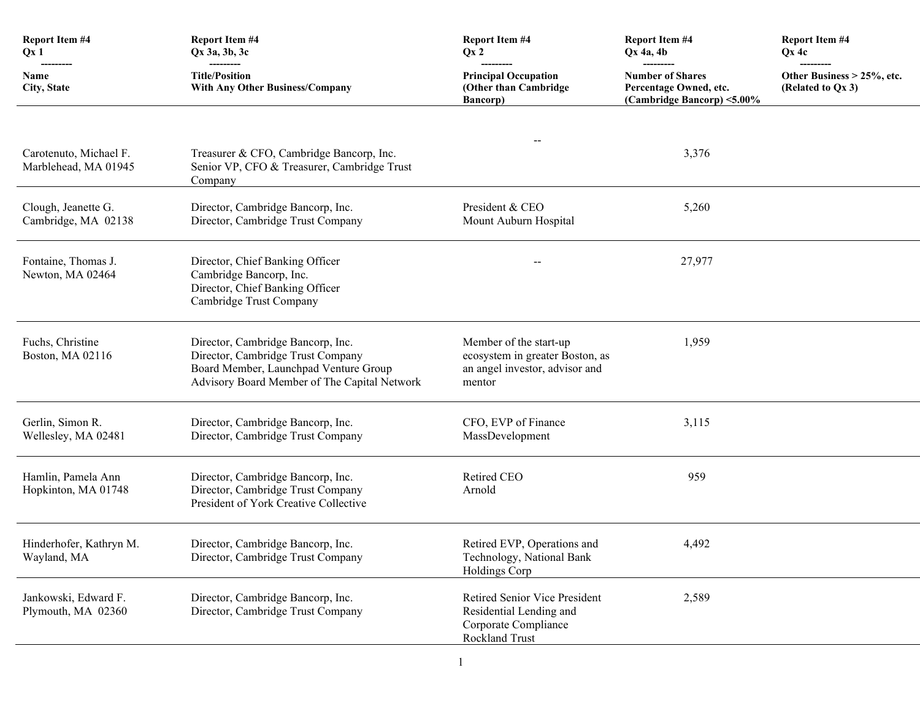| Report Item #4<br>Qx 1<br>---------<br>Name<br>City, State | Report Item #4<br>Qx 3a, 3b, 3c<br>---------<br>Title/Position<br>With Any Other Business/Company | Report Item #4<br>Qx 2<br>---------<br>Principal Occupation<br>(Other than Cambridge Bancorp) | Report Item #4<br>Qx 4a, 4b<br>---------<br>Number of Shares<br>Percentage Owned, etc.<br>(Cambridge Bancorp) <5.00% | Report Item #4<br>Qx 4c<br>---------<br>Other Business > 25%, etc.<br>(Related to Qx 3) |
|---|---|---|---|---|
| Carotenuto, Michael F.<br>Marblehead, MA 01945 | Treasurer & CFO, Cambridge Bancorp, Inc.<br>Senior VP, CFO & Treasurer, Cambridge Trust Company | -- | 3,376 | |
| Clough, Jeanette G.<br>Cambridge, MA 02138 | Director, Cambridge Bancorp, Inc.<br>Director, Cambridge Trust Company | President & CEO<br>Mount Auburn Hospital | 5,260 | |
| Fontaine, Thomas J.<br>Newton, MA 02464 | Director, Chief Banking Officer<br>Cambridge Bancorp, Inc.<br>Director, Chief Banking Officer<br>Cambridge Trust Company | -- | 27,977 | |
| Fuchs, Christine<br>Boston, MA 02116 | Director, Cambridge Bancorp, Inc.<br>Director, Cambridge Trust Company<br>Board Member, Launchpad Venture Group<br>Advisory Board Member of The Capital Network | Member of the start-up ecosystem in greater Boston, as an angel investor, advisor and mentor | 1,959 | |
| Gerlin, Simon R.<br>Wellesley, MA 02481 | Director, Cambridge Bancorp, Inc.<br>Director, Cambridge Trust Company | CFO, EVP of Finance<br>MassDevelopment | 3,115 | |
| Hamlin, Pamela Ann<br>Hopkinton, MA 01748 | Director, Cambridge Bancorp, Inc.<br>Director, Cambridge Trust Company<br>President of York Creative Collective | Retired CEO<br>Arnold | 959 | |
| Hinderhofer, Kathryn M.<br>Wayland, MA | Director, Cambridge Bancorp, Inc.<br>Director, Cambridge Trust Company | Retired EVP, Operations and Technology, National Bank Holdings Corp | 4,492 | |
| Jankowski, Edward F.<br>Plymouth, MA 02360 | Director, Cambridge Bancorp, Inc.<br>Director, Cambridge Trust Company | Retired Senior Vice President Residential Lending and Corporate Compliance<br>Rockland Trust | 2,589 | |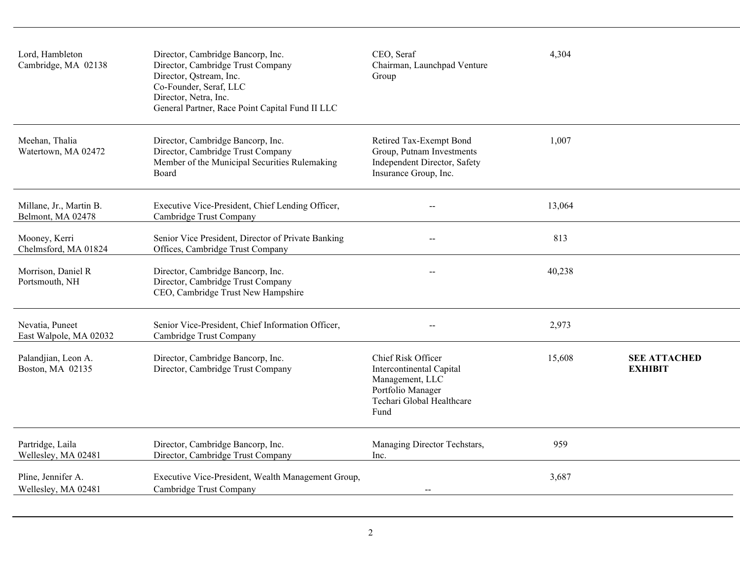| | | | | |
|---|---|---|---|---|
| Lord, Hambleton<br>Cambridge, MA 02138 | Director, Cambridge Bancorp, Inc.<br>Director, Cambridge Trust Company<br>Director, Qstream, Inc.<br>Co-Founder, Seraf, LLC<br>Director, Netra, Inc.<br>General Partner, Race Point Capital Fund II LLC | CEO, Seraf<br>Chairman, Launchpad Venture Group | 4,304 | |
| Meehan, Thalia<br>Watertown, MA 02472 | Director, Cambridge Bancorp, Inc.<br>Director, Cambridge Trust Company<br>Member of the Municipal Securities Rulemaking Board | Retired Tax-Exempt Bond Group, Putnam Investments<br>Independent Director, Safety Insurance Group, Inc. | 1,007 | |
| Millane, Jr., Martin B.<br>Belmont, MA 02478 | Executive Vice-President, Chief Lending Officer, Cambridge Trust Company | -- | 13,064 | |
| Mooney, Kerri<br>Chelmsford, MA 01824 | Senior Vice President, Director of Private Banking Offices, Cambridge Trust Company | -- | 813 | |
| Morrison, Daniel R<br>Portsmouth, NH | Director, Cambridge Bancorp, Inc.<br>Director, Cambridge Trust Company<br>CEO, Cambridge Trust New Hampshire | -- | 40,238 | |
| Nevatia, Puneet<br>East Walpole, MA 02032 | Senior Vice-President, Chief Information Officer, Cambridge Trust Company | -- | 2,973 | |
| Palandjian, Leon A.<br>Boston, MA 02135 | Director, Cambridge Bancorp, Inc.<br>Director, Cambridge Trust Company | Chief Risk Officer<br>Intercontinental Capital Management, LLC<br>Portfolio Manager<br>Techari Global Healthcare Fund | 15,608 | **SEE ATTACHED EXHIBIT** |
| Partridge, Laila<br>Wellesley, MA 02481 | Director, Cambridge Bancorp, Inc.<br>Director, Cambridge Trust Company | Managing Director Techstars, Inc. | 959 | |
| Pline, Jennifer A.<br>Wellesley, MA 02481 | Executive Vice-President, Wealth Management Group, Cambridge Trust Company | -- | 3,687 | |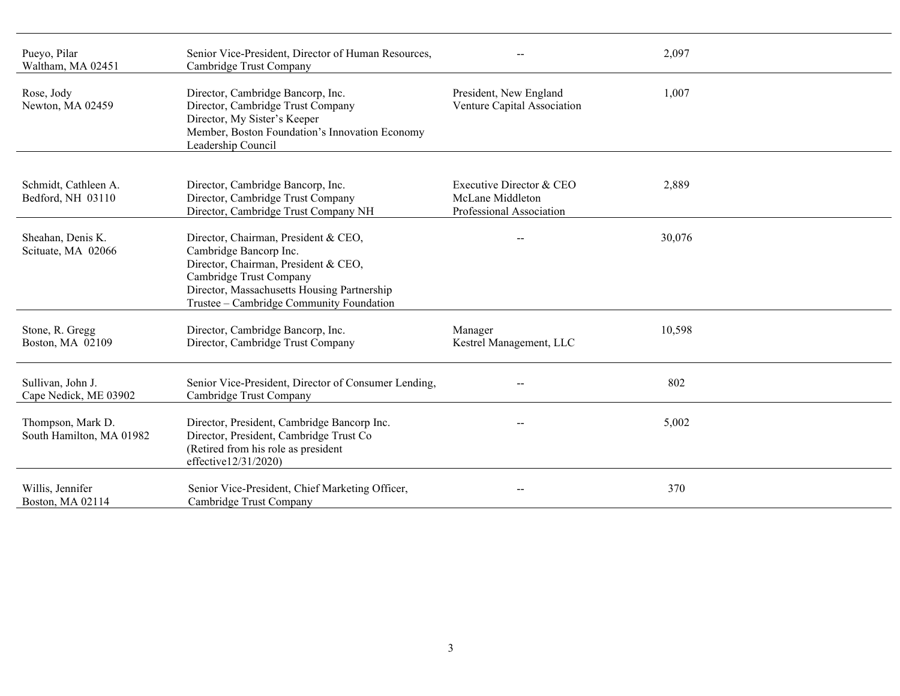| | | | |
|---|---|---|---|
| Pueyo, Pilar<br>Waltham, MA 02451 | Senior Vice-President, Director of Human Resources, Cambridge Trust Company | -- | 2,097 |
| Rose, Jody<br>Newton, MA 02459 | Director, Cambridge Bancorp, Inc.<br>Director, Cambridge Trust Company<br>Director, My Sister's Keeper<br>Member, Boston Foundation's Innovation Economy Leadership Council | President, New England Venture Capital Association | 1,007 |
| Schmidt, Cathleen A.<br>Bedford, NH 03110 | Director, Cambridge Bancorp, Inc.<br>Director, Cambridge Trust Company<br>Director, Cambridge Trust Company NH | Executive Director & CEO<br>McLane Middleton<br>Professional Association | 2,889 |
| Sheahan, Denis K.<br>Scituate, MA 02066 | Director, Chairman, President & CEO, Cambridge Bancorp Inc.<br>Director, Chairman, President & CEO, Cambridge Trust Company<br>Director, Massachusetts Housing Partnership<br>Trustee – Cambridge Community Foundation | -- | 30,076 |
| Stone, R. Gregg<br>Boston, MA 02109 | Director, Cambridge Bancorp, Inc.<br>Director, Cambridge Trust Company | Manager<br>Kestrel Management, LLC | 10,598 |
| Sullivan, John J.<br>Cape Nedick, ME 03902 | Senior Vice-President, Director of Consumer Lending, Cambridge Trust Company | -- | 802 |
| Thompson, Mark D.<br>South Hamilton, MA 01982 | Director, President, Cambridge Bancorp Inc.<br>Director, President, Cambridge Trust Co<br>(Retired from his role as president effective12/31/2020) | -- | 5,002 |
| Willis, Jennifer<br>Boston, MA 02114 | Senior Vice-President, Chief Marketing Officer, Cambridge Trust Company | -- | 370 |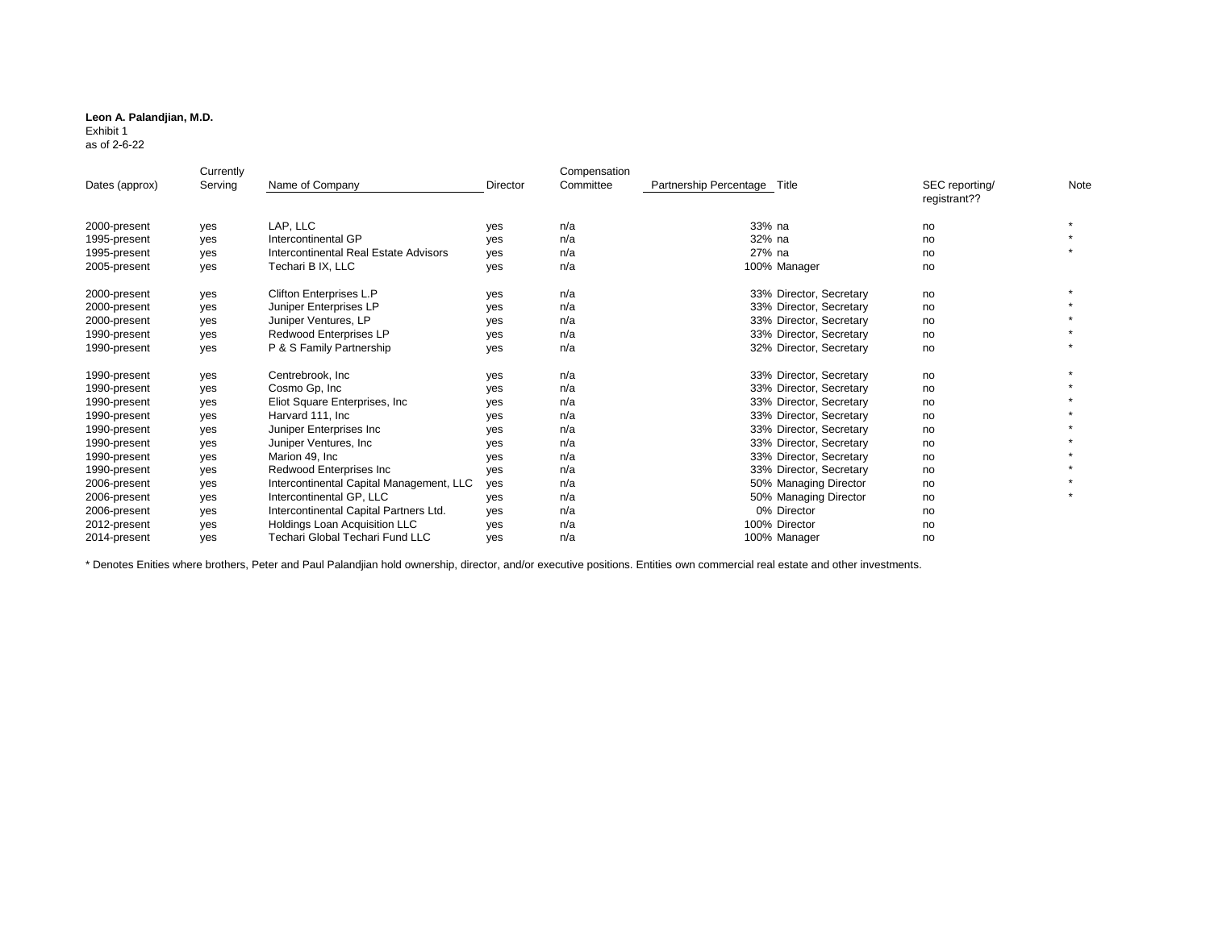**Leon A. Palandjian, M.D.**
Exhibit 1
as of 2-6-22

| Dates (approx) | Currently Serving | Name of Company | Director | Compensation Committee | Partnership Percentage | Title | SEC reporting/ registrant?? | Note |
|---|---|---|---|---|---|---|---|---|
| 2000-present | yes | LAP, LLC | yes | n/a | 33% | na | no | * |
| 1995-present | yes | Intercontinental GP | yes | n/a | 32% | na | no | * |
| 1995-present | yes | Intercontinental Real Estate Advisors | yes | n/a | 27% | na | no | * |
| 2005-present | yes | Techari B IX, LLC | yes | n/a | 100% | Manager | no | |
| 2000-present | yes | Clifton Enterprises L.P | yes | n/a | 33% | Director, Secretary | no | * |
| 2000-present | yes | Juniper Enterprises LP | yes | n/a | 33% | Director, Secretary | no | * |
| 2000-present | yes | Juniper Ventures, LP | yes | n/a | 33% | Director, Secretary | no | * |
| 1990-present | yes | Redwood Enterprises LP | yes | n/a | 33% | Director, Secretary | no | * |
| 1990-present | yes | P & S Family Partnership | yes | n/a | 32% | Director, Secretary | no | * |
| 1990-present | yes | Centrebrook, Inc | yes | n/a | 33% | Director, Secretary | no | * |
| 1990-present | yes | Cosmo Gp, Inc | yes | n/a | 33% | Director, Secretary | no | * |
| 1990-present | yes | Eliot Square Enterprises, Inc | yes | n/a | 33% | Director, Secretary | no | * |
| 1990-present | yes | Harvard 111, Inc | yes | n/a | 33% | Director, Secretary | no | * |
| 1990-present | yes | Juniper Enterprises Inc | yes | n/a | 33% | Director, Secretary | no | * |
| 1990-present | yes | Juniper Ventures, Inc | yes | n/a | 33% | Director, Secretary | no | * |
| 1990-present | yes | Marion 49, Inc | yes | n/a | 33% | Director, Secretary | no | * |
| 1990-present | yes | Redwood Enterprises Inc | yes | n/a | 33% | Director, Secretary | no | * |
| 2006-present | yes | Intercontinental Capital Management, LLC | yes | n/a | 50% | Managing Director | no | * |
| 2006-present | yes | Intercontinental GP, LLC | yes | n/a | 50% | Managing Director | no | * |
| 2006-present | yes | Intercontinental Capital Partners Ltd. | yes | n/a | 0% | Director | no | |
| 2012-present | yes | Holdings Loan Acquisition LLC | yes | n/a | 100% | Director | no | |
| 2014-present | yes | Techari Global Techari Fund LLC | yes | n/a | 100% | Manager | no | |

* Denotes Enities where brothers, Peter and Paul Palandjian hold ownership, director, and/or executive positions. Entities own commercial real estate and other investments.